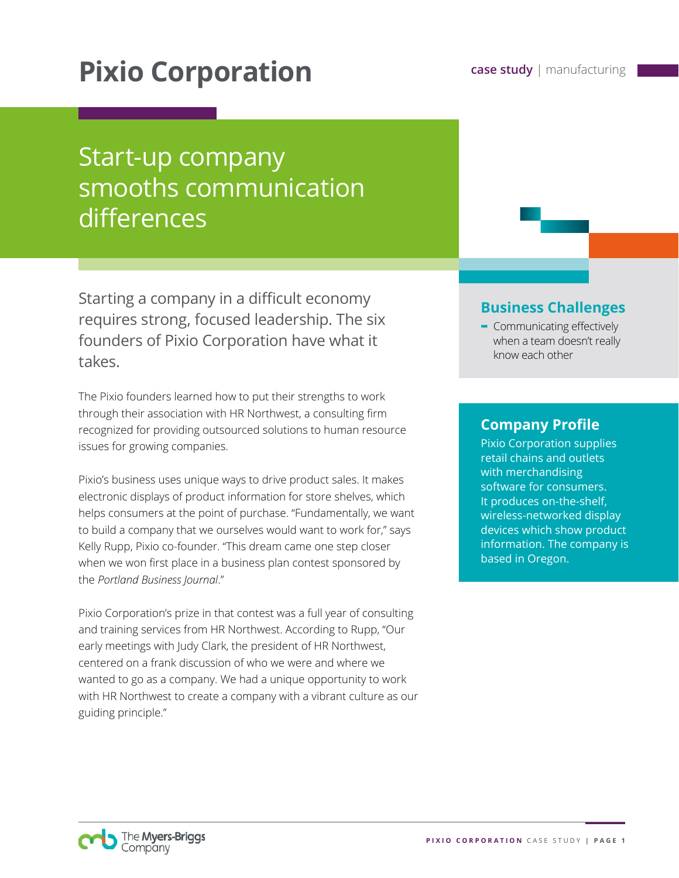# Pixio Corporation

**case study** | manufacturing

## Start-up company smooths communication differences

Starting a company in a difficult economy requires strong, focused leadership. The six founders of Pixio Corporation have what it takes.

The Pixio founders learned how to put their strengths to work through their association with HR Northwest, a consulting firm recognized for providing outsourced solutions to human resource issues for growing companies.

Pixio's business uses unique ways to drive product sales. It makes electronic displays of product information for store shelves, which helps consumers at the point of purchase. "Fundamentally, we want to build a company that we ourselves would want to work for," says Kelly Rupp, Pixio co-founder. "This dream came one step closer when we won first place in a business plan contest sponsored by the *Portland Business Journal*."

Pixio Corporation's prize in that contest was a full year of consulting and training services from HR Northwest. According to Rupp, "Our early meetings with Judy Clark, the president of HR Northwest, centered on a frank discussion of who we were and where we wanted to go as a company. We had a unique opportunity to work with HR Northwest to create a company with a vibrant culture as our guiding principle."

### Business Challenges

- Communicating effectively when a team doesn't really know each other

### Company Profile

Pixio Corporation supplies retail chains and outlets with merchandising software for consumers. It produces on-the-shelf, wireless-networked display devices which show product information. The company is based in Oregon.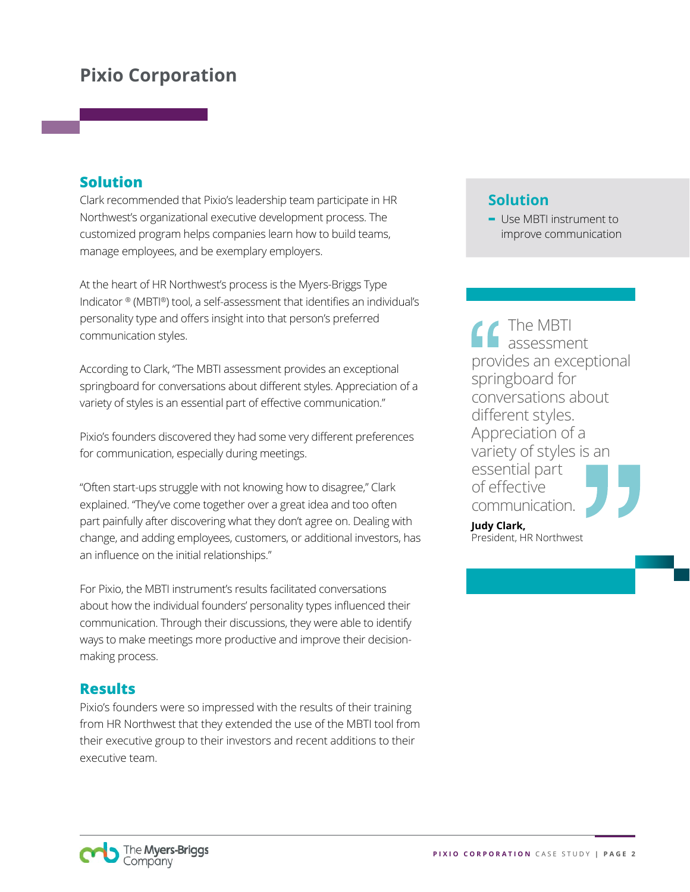# Pixio Corporation

## Solution

Clark recommended that Pixio's leadership team participate in HR Northwest's organizational executive development process. The customized program helps companies learn how to build teams, manage employees, and be exemplary employers.

At the heart of HR Northwest's process is the Myers-Briggs Type Indicator ® (MBTI®) tool, a self-assessment that identifies an individual's personality type and offers insight into that person's preferred communication styles.

According to Clark, "The MBTI assessment provides an exceptional springboard for conversations about different styles. Appreciation of a variety of styles is an essential part of effective communication."

Pixio's founders discovered they had some very different preferences for communication, especially during meetings.

"Often start-ups struggle with not knowing how to disagree," Clark explained. "They've come together over a great idea and too often part painfully after discovering what they don't agree on. Dealing with change, and adding employees, customers, or additional investors, has an influence on the initial relationships."

For Pixio, the MBTI instrument's results facilitated conversations about how the individual founders' personality types influenced their communication. Through their discussions, they were able to identify ways to make meetings more productive and improve their decision-making process.

## Results

Pixio's founders were so impressed with the results of their training from HR Northwest that they extended the use of the MBTI tool from their executive group to their investors and recent additions to their executive team.

## Solution

- Use MBTI instrument to improve communication

> "The MBTI assessment provides an exceptional springboard for conversations about different styles. Appreciation of a variety of styles is an essential part of effective communication."
>
> **Judy Clark,**
> President, HR Northwest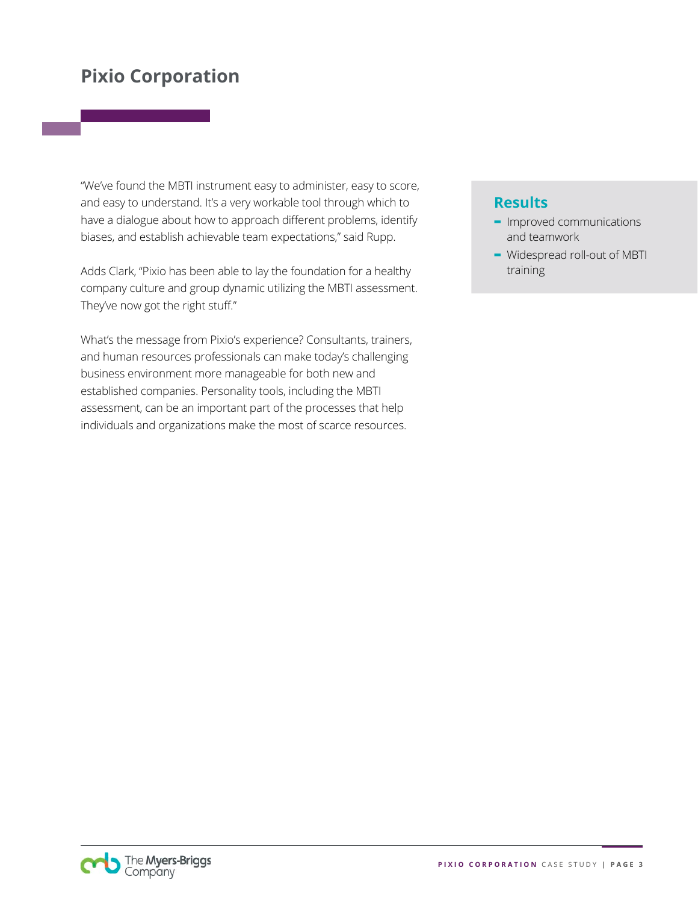# Pixio Corporation

"We've found the MBTI instrument easy to administer, easy to score, and easy to understand. It's a very workable tool through which to have a dialogue about how to approach different problems, identify biases, and establish achievable team expectations," said Rupp.

Adds Clark, "Pixio has been able to lay the foundation for a healthy company culture and group dynamic utilizing the MBTI assessment. They've now got the right stuff."

What's the message from Pixio's experience? Consultants, trainers, and human resources professionals can make today's challenging business environment more manageable for both new and established companies. Personality tools, including the MBTI assessment, can be an important part of the processes that help individuals and organizations make the most of scarce resources.

## Results

- Improved communications and teamwork
- Widespread roll-out of MBTI training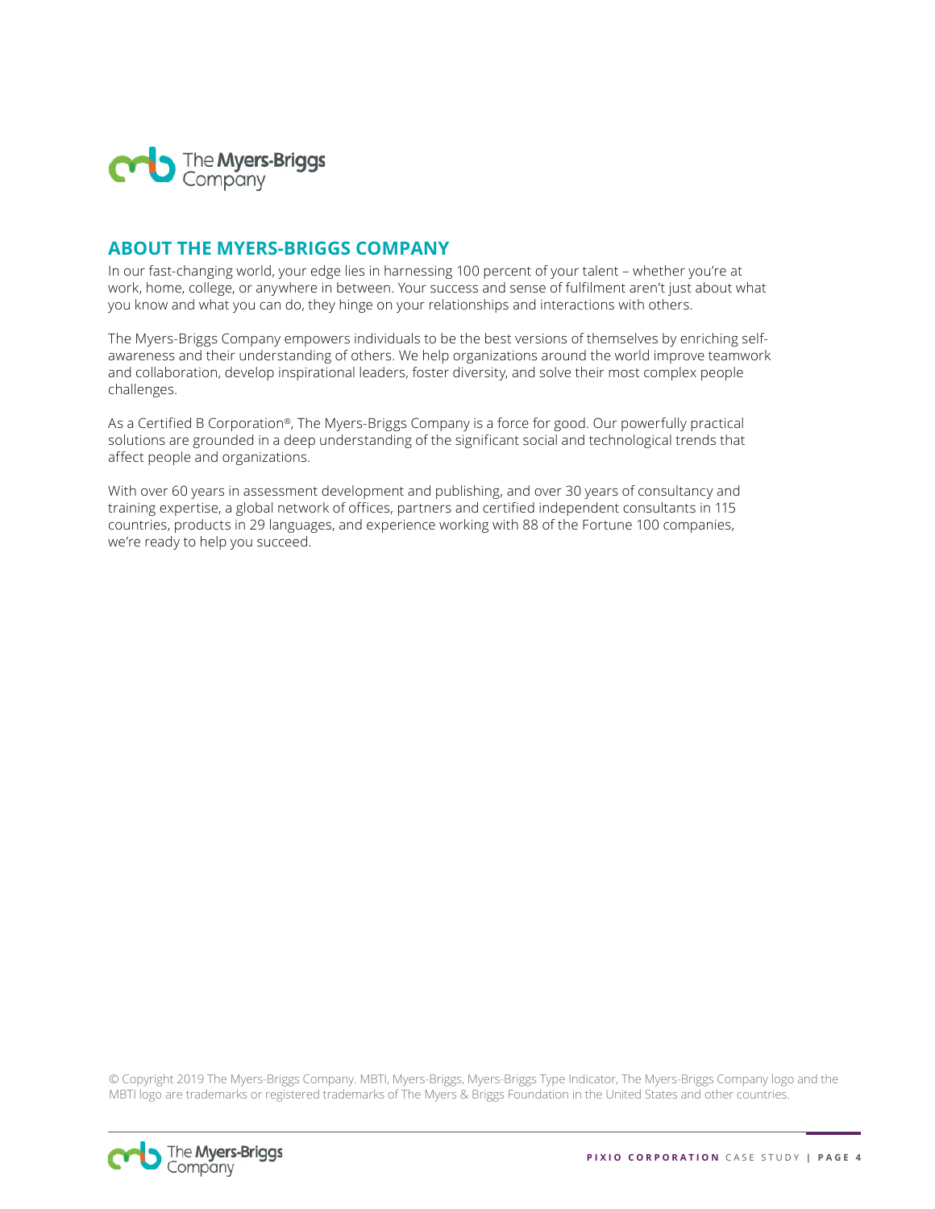## ABOUT THE MYERS-BRIGGS COMPANY

In our fast-changing world, your edge lies in harnessing 100 percent of your talent – whether you're at work, home, college, or anywhere in between. Your success and sense of fulfilment aren't just about what you know and what you can do, they hinge on your relationships and interactions with others.

The Myers-Briggs Company empowers individuals to be the best versions of themselves by enriching self-awareness and their understanding of others. We help organizations around the world improve teamwork and collaboration, develop inspirational leaders, foster diversity, and solve their most complex people challenges.

As a Certified B Corporation®, The Myers-Briggs Company is a force for good. Our powerfully practical solutions are grounded in a deep understanding of the significant social and technological trends that affect people and organizations.

With over 60 years in assessment development and publishing, and over 30 years of consultancy and training expertise, a global network of offices, partners and certified independent consultants in 115 countries, products in 29 languages, and experience working with 88 of the Fortune 100 companies, we're ready to help you succeed.

© Copyright 2019 The Myers-Briggs Company. MBTI, Myers-Briggs, Myers-Briggs Type Indicator, The Myers-Briggs Company logo and the MBTI logo are trademarks or registered trademarks of The Myers & Briggs Foundation in the United States and other countries.